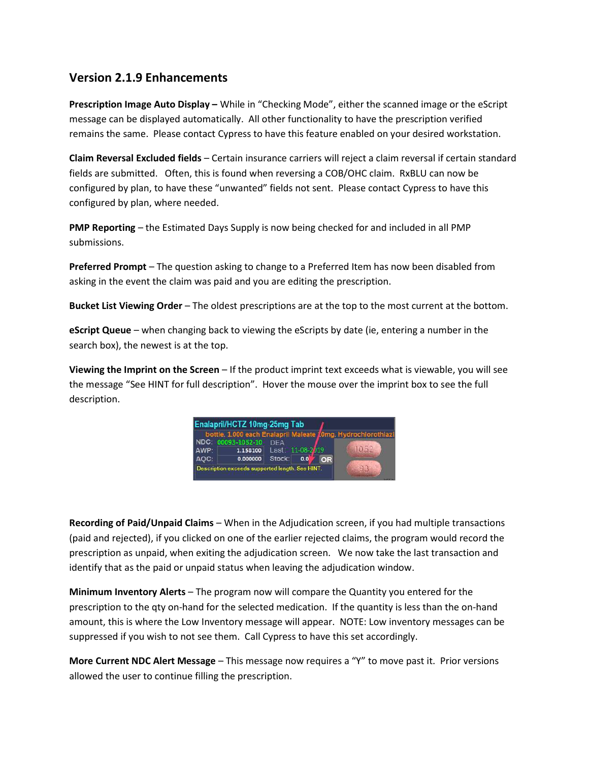## Version 2.1.9 Enhancements

**Prescription Image Auto Display –** While in "Checking Mode", either the scanned image or the eScript message can be displayed automatically. All other functionality to have the prescription verified remains the same. Please contact Cypress to have this feature enabled on your desired workstation.

**Claim Reversal Excluded fields** – Certain insurance carriers will reject a claim reversal if certain standard fields are submitted. Often, this is found when reversing a COB/OHC claim. RxBLU can now be configured by plan, to have these "unwanted" fields not sent. Please contact Cypress to have this configured by plan, where needed.

**PMP Reporting** – the Estimated Days Supply is now being checked for and included in all PMP submissions.

**Preferred Prompt** – The question asking to change to a Preferred Item has now been disabled from asking in the event the claim was paid and you are editing the prescription.

**Bucket List Viewing Order** – The oldest prescriptions are at the top to the most current at the bottom.

**eScript Queue** – when changing back to viewing the eScripts by date (ie, entering a number in the search box), the newest is at the top.

**Viewing the Imprint on the Screen** – If the product imprint text exceeds what is viewable, you will see the message "See HINT for full description". Hover the mouse over the imprint box to see the full description.

**Recording of Paid/Unpaid Claims** – When in the Adjudication screen, if you had multiple transactions (paid and rejected), if you clicked on one of the earlier rejected claims, the program would record the prescription as unpaid, when exiting the adjudication screen. We now take the last transaction and identify that as the paid or unpaid status when leaving the adjudication window.

**Minimum Inventory Alerts** – The program now will compare the Quantity you entered for the prescription to the qty on-hand for the selected medication. If the quantity is less than the on-hand amount, this is where the Low Inventory message will appear. NOTE: Low inventory messages can be suppressed if you wish to not see them. Call Cypress to have this set accordingly.

**More Current NDC Alert Message** – This message now requires a "Y" to move past it. Prior versions allowed the user to continue filling the prescription.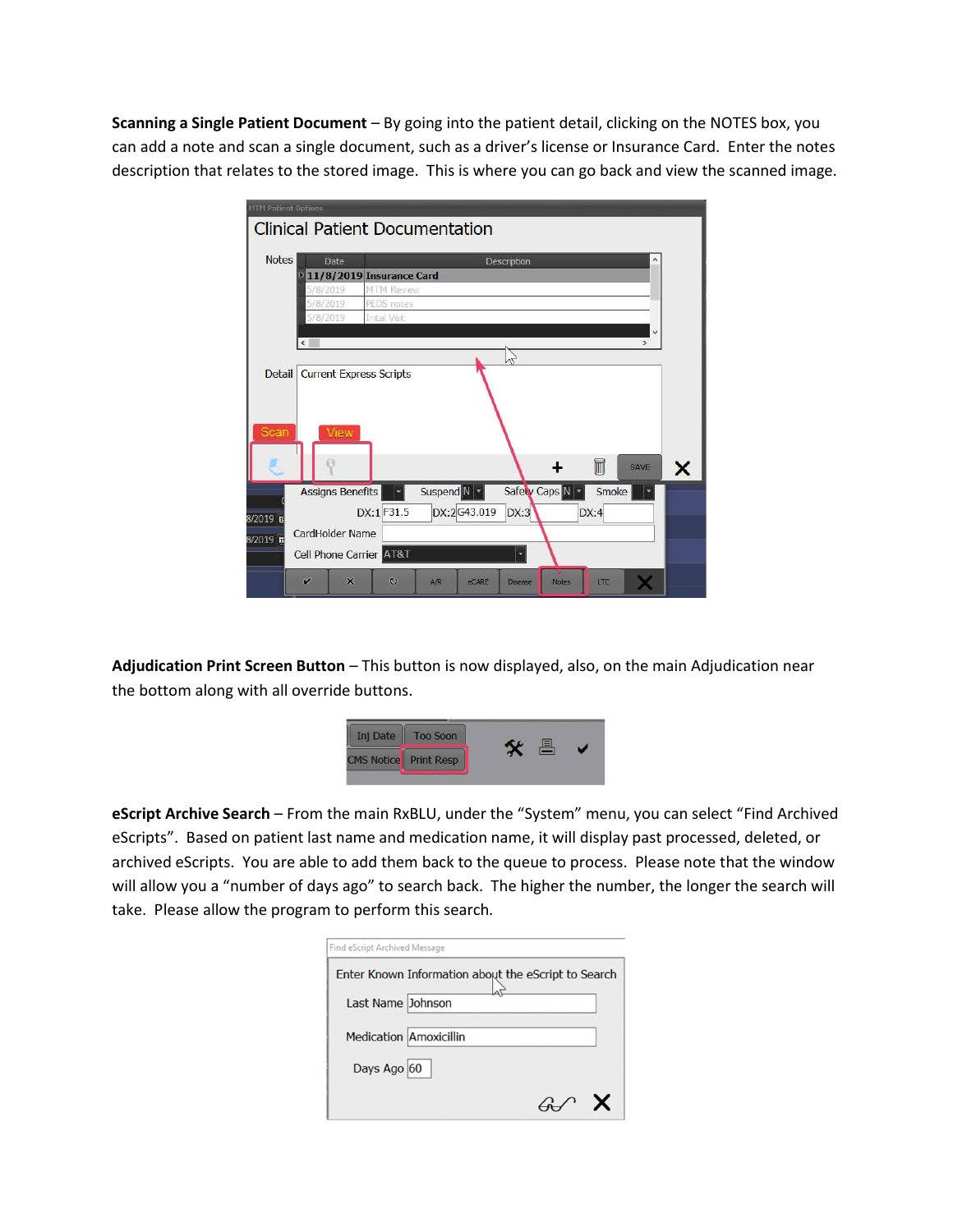**Scanning a Single Patient Document** – By going into the patient detail, clicking on the NOTES box, you can add a note and scan a single document, such as a driver's license or Insurance Card. Enter the notes description that relates to the stored image. This is where you can go back and view the scanned image.

**Adjudication Print Screen Button** – This button is now displayed, also, on the main Adjudication near the bottom along with all override buttons.

**eScript Archive Search** – From the main RxBLU, under the "System" menu, you can select "Find Archived eScripts". Based on patient last name and medication name, it will display past processed, deleted, or archived eScripts. You are able to add them back to the queue to process. Please note that the window will allow you a "number of days ago" to search back. The higher the number, the longer the search will take. Please allow the program to perform this search.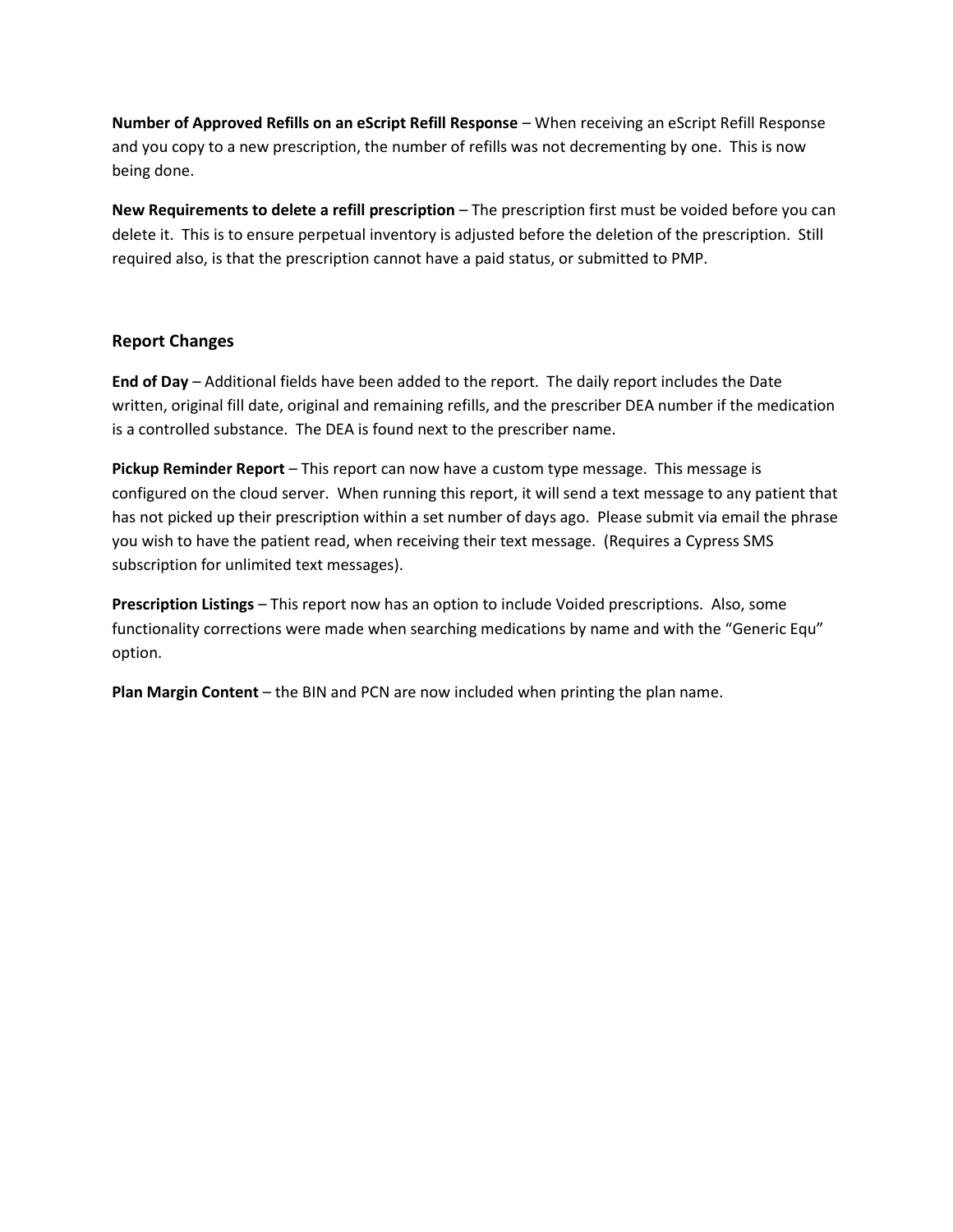**Number of Approved Refills on an eScript Refill Response** – When receiving an eScript Refill Response and you copy to a new prescription, the number of refills was not decrementing by one. This is now being done.

**New Requirements to delete a refill prescription** – The prescription first must be voided before you can delete it. This is to ensure perpetual inventory is adjusted before the deletion of the prescription. Still required also, is that the prescription cannot have a paid status, or submitted to PMP.

## Report Changes

**End of Day** – Additional fields have been added to the report. The daily report includes the Date written, original fill date, original and remaining refills, and the prescriber DEA number if the medication is a controlled substance. The DEA is found next to the prescriber name.

**Pickup Reminder Report** – This report can now have a custom type message. This message is configured on the cloud server. When running this report, it will send a text message to any patient that has not picked up their prescription within a set number of days ago. Please submit via email the phrase you wish to have the patient read, when receiving their text message. (Requires a Cypress SMS subscription for unlimited text messages).

**Prescription Listings** – This report now has an option to include Voided prescriptions. Also, some functionality corrections were made when searching medications by name and with the "Generic Equ" option.

**Plan Margin Content** – the BIN and PCN are now included when printing the plan name.